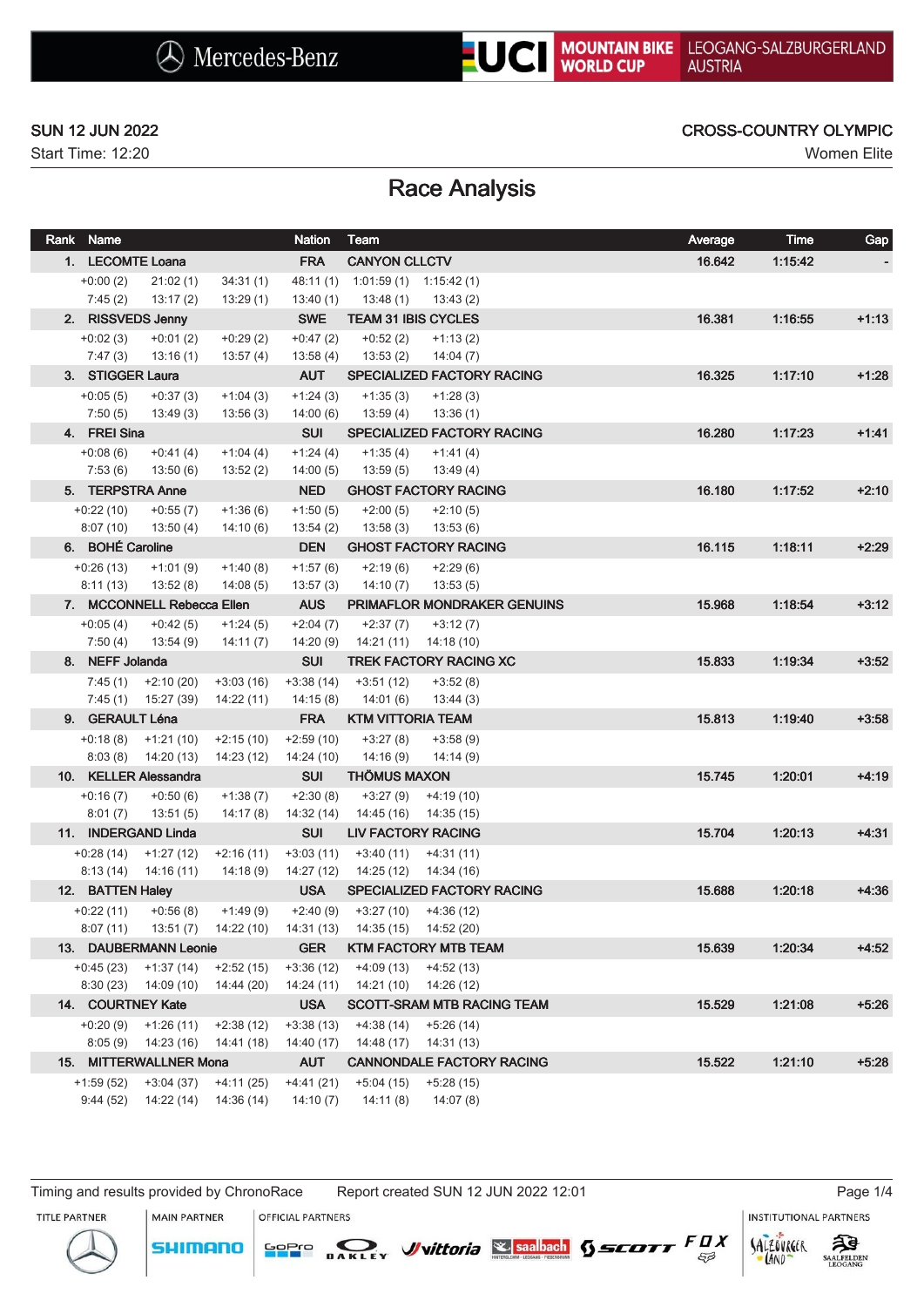Mercedes-Benz | UCI MOUNTAIN BIKE WORLD CUP | LEOGANG-SALZBURGERLAND AUSTRIA

SUN 12 JUN 2022
Start Time: 12:20

CROSS-COUNTRY OLYMPIC
Women Elite

# Race Analysis

| Rank | Name | | | Nation | Team | | Average | Time | Gap |
|---|---|---|---|---|---|---|---|---|---|
| 1. | LECOMTE Loana | | | FRA | CANYON CLLCTV | | 16.642 | 1:15:42 | - |
| +0:00 (2) | 21:02 (1) | 34:31 (1) | 48:11 (1) | 1:01:59 (1) | 1:15:42 (1) | | | | |
| 7:45 (2) | 13:17 (2) | 13:29 (1) | 13:40 (1) | 13:48 (1) | 13:43 (2) | | | | |
| 2. | RISSVEDS Jenny | | | SWE | TEAM 31 IBIS CYCLES | | 16.381 | 1:16:55 | +1:13 |
| +0:02 (3) | +0:01 (2) | +0:29 (2) | +0:47 (2) | +0:52 (2) | +1:13 (2) | | | | |
| 7:47 (3) | 13:16 (1) | 13:57 (4) | 13:58 (4) | 13:53 (2) | 14:04 (7) | | | | |
| 3. | STIGGER Laura | | | AUT | SPECIALIZED FACTORY RACING | | 16.325 | 1:17:10 | +1:28 |
| +0:05 (5) | +0:37 (3) | +1:04 (3) | +1:24 (3) | +1:35 (3) | +1:28 (3) | | | | |
| 7:50 (5) | 13:49 (3) | 13:56 (3) | 14:00 (6) | 13:59 (4) | 13:36 (1) | | | | |
| 4. | FREI Sina | | | SUI | SPECIALIZED FACTORY RACING | | 16.280 | 1:17:23 | +1:41 |
| +0:08 (6) | +0:41 (4) | +1:04 (4) | +1:24 (4) | +1:35 (4) | +1:41 (4) | | | | |
| 7:53 (6) | 13:50 (6) | 13:52 (2) | 14:00 (5) | 13:59 (5) | 13:49 (4) | | | | |
| 5. | TERPSTRA Anne | | | NED | GHOST FACTORY RACING | | 16.180 | 1:17:52 | +2:10 |
| +0:22 (10) | +0:55 (7) | +1:36 (6) | +1:50 (5) | +2:00 (5) | +2:10 (5) | | | | |
| 8:07 (10) | 13:50 (4) | 14:10 (6) | 13:54 (2) | 13:58 (3) | 13:53 (6) | | | | |
| 6. | BOHÉ Caroline | | | DEN | GHOST FACTORY RACING | | 16.115 | 1:18:11 | +2:29 |
| +0:26 (13) | +1:01 (9) | +1:40 (8) | +1:57 (6) | +2:19 (6) | +2:29 (6) | | | | |
| 8:11 (13) | 13:52 (8) | 14:08 (5) | 13:57 (3) | 14:10 (7) | 13:53 (5) | | | | |
| 7. | MCCONNELL Rebecca Ellen | | | AUS | PRIMAFLOR MONDRAKER GENUINS | | 15.968 | 1:18:54 | +3:12 |
| +0:05 (4) | +0:42 (5) | +1:24 (5) | +2:04 (7) | +2:37 (7) | +3:12 (7) | | | | |
| 7:50 (4) | 13:54 (9) | 14:11 (7) | 14:20 (9) | 14:21 (11) | 14:18 (10) | | | | |
| 8. | NEFF Jolanda | | | SUI | TREK FACTORY RACING XC | | 15.833 | 1:19:34 | +3:52 |
| 7:45 (1) | +2:10 (20) | +3:03 (16) | +3:38 (14) | +3:51 (12) | +3:52 (8) | | | | |
| 7:45 (1) | 15:27 (39) | 14:22 (11) | 14:15 (8) | 14:01 (6) | 13:44 (3) | | | | |
| 9. | GERAULT Léna | | | FRA | KTM VITTORIA TEAM | | 15.813 | 1:19:40 | +3:58 |
| +0:18 (8) | +1:21 (10) | +2:15 (10) | +2:59 (10) | +3:27 (8) | +3:58 (9) | | | | |
| 8:03 (8) | 14:20 (13) | 14:23 (12) | 14:24 (10) | 14:16 (9) | 14:14 (9) | | | | |
| 10. | KELLER Alessandra | | | SUI | THÖMUS MAXON | | 15.745 | 1:20:01 | +4:19 |
| +0:16 (7) | +0:50 (6) | +1:38 (7) | +2:30 (8) | +3:27 (9) | +4:19 (10) | | | | |
| 8:01 (7) | 13:51 (5) | 14:17 (8) | 14:32 (14) | 14:45 (16) | 14:35 (15) | | | | |
| 11. | INDERGAND Linda | | | SUI | LIV FACTORY RACING | | 15.704 | 1:20:13 | +4:31 |
| +0:28 (14) | +1:27 (12) | +2:16 (11) | +3:03 (11) | +3:40 (11) | +4:31 (11) | | | | |
| 8:13 (14) | 14:16 (11) | 14:18 (9) | 14:27 (12) | 14:25 (12) | 14:34 (16) | | | | |
| 12. | BATTEN Haley | | | USA | SPECIALIZED FACTORY RACING | | 15.688 | 1:20:18 | +4:36 |
| +0:22 (11) | +0:56 (8) | +1:49 (9) | +2:40 (9) | +3:27 (10) | +4:36 (12) | | | | |
| 8:07 (11) | 13:51 (7) | 14:22 (10) | 14:31 (13) | 14:35 (15) | 14:52 (20) | | | | |
| 13. | DAUBERMANN Leonie | | | GER | KTM FACTORY MTB TEAM | | 15.639 | 1:20:34 | +4:52 |
| +0:45 (23) | +1:37 (14) | +2:52 (15) | +3:36 (12) | +4:09 (13) | +4:52 (13) | | | | |
| 8:30 (23) | 14:09 (10) | 14:44 (20) | 14:24 (11) | 14:21 (10) | 14:26 (12) | | | | |
| 14. | COURTNEY Kate | | | USA | SCOTT-SRAM MTB RACING TEAM | | 15.529 | 1:21:08 | +5:26 |
| +0:20 (9) | +1:26 (11) | +2:38 (12) | +3:38 (13) | +4:38 (14) | +5:26 (14) | | | | |
| 8:05 (9) | 14:23 (16) | 14:41 (18) | 14:40 (17) | 14:48 (17) | 14:31 (13) | | | | |
| 15. | MITTERWALLNER Mona | | | AUT | CANNONDALE FACTORY RACING | | 15.522 | 1:21:10 | +5:28 |
| +1:59 (52) | +3:04 (37) | +4:11 (25) | +4:41 (21) | +5:04 (15) | +5:28 (15) | | | | |
| 9:44 (52) | 14:22 (14) | 14:36 (14) | 14:10 (7) | 14:11 (8) | 14:07 (8) | | | | |

Timing and results provided by ChronoRace    Report created SUN 12 JUN 2022 12:01

TITLE PARTNER | MAIN PARTNER | OFFICIAL PARTNERS | INSTITUTIONAL PARTNERS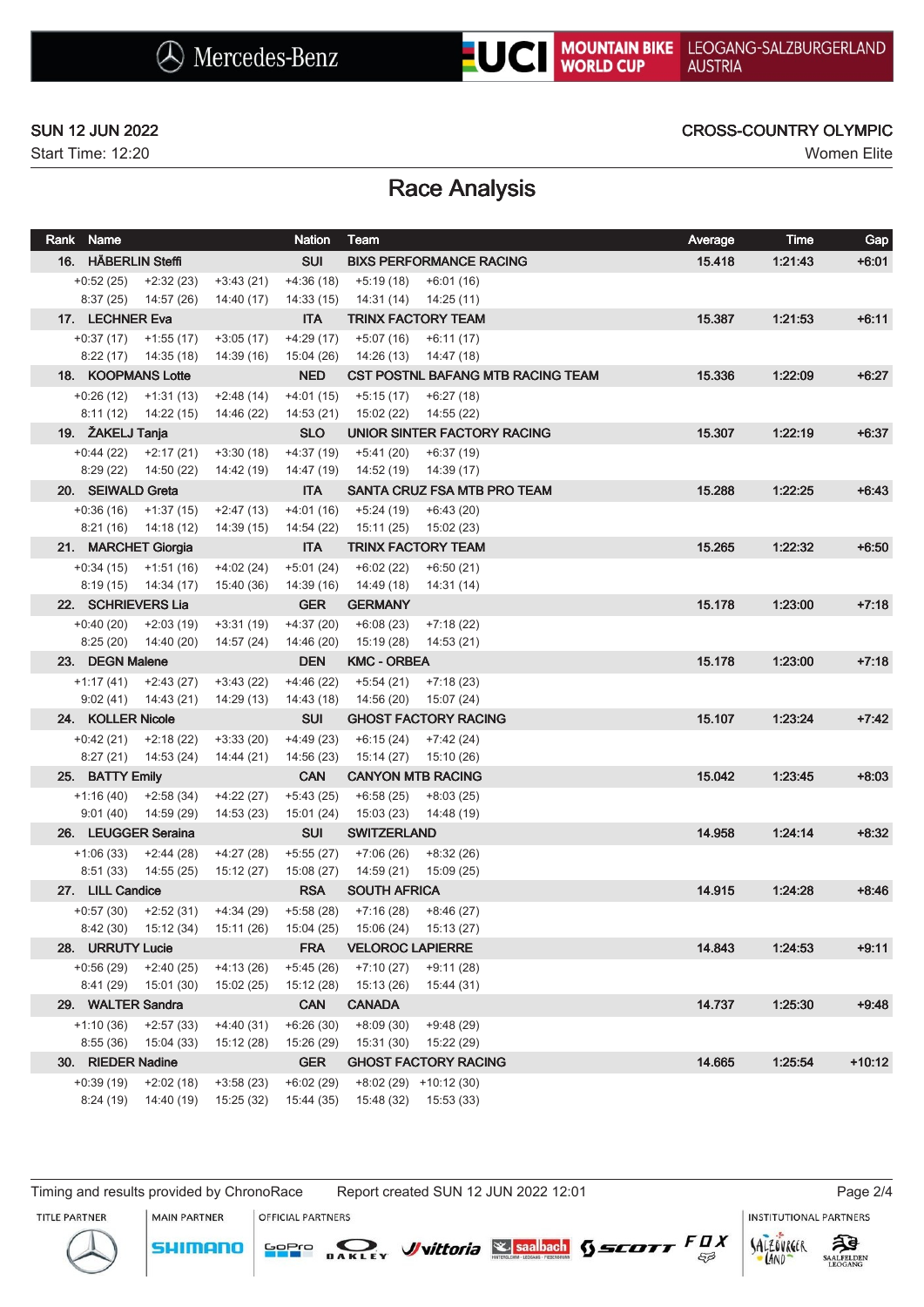SUN 12 JUN 2022

Start Time: 12:20

CROSS-COUNTRY OLYMPIC

Women Elite

# Race Analysis

| Rank | Name | | | Nation | Team | | Average | Time | Gap |
|---|---|---|---|---|---|---|---|---|---|
| 16. | HÄBERLIN Steffi | | | SUI | BIXS PERFORMANCE RACING | | 15.418 | 1:21:43 | +6:01 |
| | +0:52 (25) | +2:32 (23) | +3:43 (21) | +4:36 (18) | +5:19 (18) | +6:01 (16) | | | |
| | 8:37 (25) | 14:57 (26) | 14:40 (17) | 14:33 (15) | 14:31 (14) | 14:25 (11) | | | |
| 17. | LECHNER Eva | | | ITA | TRINX FACTORY TEAM | | 15.387 | 1:21:53 | +6:11 |
| | +0:37 (17) | +1:55 (17) | +3:05 (17) | +4:29 (17) | +5:07 (16) | +6:11 (17) | | | |
| | 8:22 (17) | 14:35 (18) | 14:39 (16) | 15:04 (26) | 14:26 (13) | 14:47 (18) | | | |
| 18. | KOOPMANS Lotte | | | NED | CST POSTNL BAFANG MTB RACING TEAM | | 15.336 | 1:22:09 | +6:27 |
| | +0:26 (12) | +1:31 (13) | +2:48 (14) | +4:01 (15) | +5:15 (17) | +6:27 (18) | | | |
| | 8:11 (12) | 14:22 (15) | 14:46 (22) | 14:53 (21) | 15:02 (22) | 14:55 (22) | | | |
| 19. | ŽAKELJ Tanja | | | SLO | UNIOR SINTER FACTORY RACING | | 15.307 | 1:22:19 | +6:37 |
| | +0:44 (22) | +2:17 (21) | +3:30 (18) | +4:37 (19) | +5:41 (20) | +6:37 (19) | | | |
| | 8:29 (22) | 14:50 (22) | 14:42 (19) | 14:47 (19) | 14:52 (19) | 14:39 (17) | | | |
| 20. | SEIWALD Greta | | | ITA | SANTA CRUZ FSA MTB PRO TEAM | | 15.288 | 1:22:25 | +6:43 |
| | +0:36 (16) | +1:37 (15) | +2:47 (13) | +4:01 (16) | +5:24 (19) | +6:43 (20) | | | |
| | 8:21 (16) | 14:18 (12) | 14:39 (15) | 14:54 (22) | 15:11 (25) | 15:02 (23) | | | |
| 21. | MARCHET Giorgia | | | ITA | TRINX FACTORY TEAM | | 15.265 | 1:22:32 | +6:50 |
| | +0:34 (15) | +1:51 (16) | +4:02 (24) | +5:01 (24) | +6:02 (22) | +6:50 (21) | | | |
| | 8:19 (15) | 14:34 (17) | 15:40 (36) | 14:39 (16) | 14:49 (18) | 14:31 (14) | | | |
| 22. | SCHRIEVERS Lia | | | GER | GERMANY | | 15.178 | 1:23:00 | +7:18 |
| | +0:40 (20) | +2:03 (19) | +3:31 (19) | +4:37 (20) | +6:08 (23) | +7:18 (22) | | | |
| | 8:25 (20) | 14:40 (20) | 14:57 (24) | 14:46 (20) | 15:19 (28) | 14:53 (21) | | | |
| 23. | DEGN Malene | | | DEN | KMC - ORBEA | | 15.178 | 1:23:00 | +7:18 |
| | +1:17 (41) | +2:43 (27) | +3:43 (22) | +4:46 (22) | +5:54 (21) | +7:18 (23) | | | |
| | 9:02 (41) | 14:43 (21) | 14:29 (13) | 14:43 (18) | 14:56 (20) | 15:07 (24) | | | |
| 24. | KOLLER Nicole | | | SUI | GHOST FACTORY RACING | | 15.107 | 1:23:24 | +7:42 |
| | +0:42 (21) | +2:18 (22) | +3:33 (20) | +4:49 (23) | +6:15 (24) | +7:42 (24) | | | |
| | 8:27 (21) | 14:53 (24) | 14:44 (21) | 14:56 (23) | 15:14 (27) | 15:10 (26) | | | |
| 25. | BATTY Emily | | | CAN | CANYON MTB RACING | | 15.042 | 1:23:45 | +8:03 |
| | +1:16 (40) | +2:58 (34) | +4:22 (27) | +5:43 (25) | +6:58 (25) | +8:03 (25) | | | |
| | 9:01 (40) | 14:59 (29) | 14:53 (23) | 15:01 (24) | 15:03 (23) | 14:48 (19) | | | |
| 26. | LEUGGER Seraina | | | SUI | SWITZERLAND | | 14.958 | 1:24:14 | +8:32 |
| | +1:06 (33) | +2:44 (28) | +4:27 (28) | +5:55 (27) | +7:06 (26) | +8:32 (26) | | | |
| | 8:51 (33) | 14:55 (25) | 15:12 (27) | 15:08 (27) | 14:59 (21) | 15:09 (25) | | | |
| 27. | LILL Candice | | | RSA | SOUTH AFRICA | | 14.915 | 1:24:28 | +8:46 |
| | +0:57 (30) | +2:52 (31) | +4:34 (29) | +5:58 (28) | +7:16 (28) | +8:46 (27) | | | |
| | 8:42 (30) | 15:12 (34) | 15:11 (26) | 15:04 (25) | 15:06 (24) | 15:13 (27) | | | |
| 28. | URRUTY Lucie | | | FRA | VELOROC LAPIERRE | | 14.843 | 1:24:53 | +9:11 |
| | +0:56 (29) | +2:40 (25) | +4:13 (26) | +5:45 (26) | +7:10 (27) | +9:11 (28) | | | |
| | 8:41 (29) | 15:01 (30) | 15:02 (25) | 15:12 (28) | 15:13 (26) | 15:44 (31) | | | |
| 29. | WALTER Sandra | | | CAN | CANADA | | 14.737 | 1:25:30 | +9:48 |
| | +1:10 (36) | +2:57 (33) | +4:40 (31) | +6:26 (30) | +8:09 (30) | +9:48 (29) | | | |
| | 8:55 (36) | 15:04 (33) | 15:12 (28) | 15:26 (29) | 15:31 (30) | 15:22 (29) | | | |
| 30. | RIEDER Nadine | | | GER | GHOST FACTORY RACING | | 14.665 | 1:25:54 | +10:12 |
| | +0:39 (19) | +2:02 (18) | +3:58 (23) | +6:02 (29) | +8:02 (29) | +10:12 (30) | | | |
| | 8:24 (19) | 14:40 (19) | 15:25 (32) | 15:44 (35) | 15:48 (32) | 15:53 (33) | | | |

Timing and results provided by ChronoRace    Report created SUN 12 JUN 2022 12:01

TITLE PARTNER    MAIN PARTNER    OFFICIAL PARTNERS    INSTITUTIONAL PARTNERS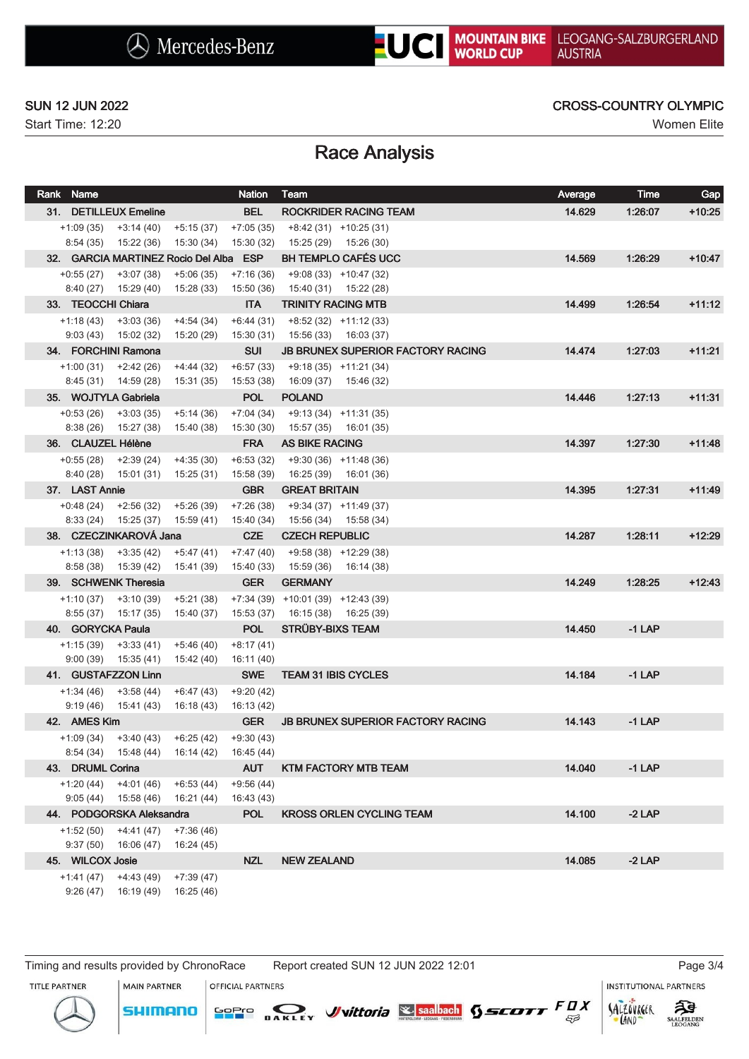SUN 12 JUN 2022

Start Time: 12:20

CROSS-COUNTRY OLYMPIC

Women Elite

# Race Analysis

| Rank | Name | Nation | Team | Average | Time | Gap |
|---|---|---|---|---|---|---|
| 31. | DETILLEUX Emeline | BEL | ROCKRIDER RACING TEAM | 14.629 | 1:26:07 | +10:25 |
| | +1:09 (35) +3:14 (40) +5:15 (37) +7:05 (35) +8:42 (31) +10:25 (31) | | | | | |
| | 8:54 (35) 15:22 (36) 15:30 (34) 15:30 (32) 15:25 (29) 15:26 (30) | | | | | |
| 32. | GARCIA MARTINEZ Rocio Del Alba | ESP | BH TEMPLO CAFÉS UCC | 14.569 | 1:26:29 | +10:47 |
| | +0:55 (27) +3:07 (38) +5:06 (35) +7:16 (36) +9:08 (33) +10:47 (32) | | | | | |
| | 8:40 (27) 15:29 (40) 15:28 (33) 15:50 (36) 15:40 (31) 15:22 (28) | | | | | |
| 33. | TEOCCHI Chiara | ITA | TRINITY RACING MTB | 14.499 | 1:26:54 | +11:12 |
| | +1:18 (43) +3:03 (36) +4:54 (34) +6:44 (31) +8:52 (32) +11:12 (33) | | | | | |
| | 9:03 (43) 15:02 (32) 15:20 (29) 15:30 (31) 15:56 (33) 16:03 (37) | | | | | |
| 34. | FORCHINI Ramona | SUI | JB BRUNEX SUPERIOR FACTORY RACING | 14.474 | 1:27:03 | +11:21 |
| | +1:00 (31) +2:42 (26) +4:44 (32) +6:57 (33) +9:18 (35) +11:21 (34) | | | | | |
| | 8:45 (31) 14:59 (28) 15:31 (35) 15:53 (38) 16:09 (37) 15:46 (32) | | | | | |
| 35. | WOJTYLA Gabriela | POL | POLAND | 14.446 | 1:27:13 | +11:31 |
| | +0:53 (26) +3:03 (35) +5:14 (36) +7:04 (34) +9:13 (34) +11:31 (35) | | | | | |
| | 8:38 (26) 15:27 (38) 15:40 (38) 15:30 (30) 15:57 (35) 16:01 (35) | | | | | |
| 36. | CLAUZEL Hélène | FRA | AS BIKE RACING | 14.397 | 1:27:30 | +11:48 |
| | +0:55 (28) +2:39 (24) +4:35 (30) +6:53 (32) +9:30 (36) +11:48 (36) | | | | | |
| | 8:40 (28) 15:01 (31) 15:25 (31) 15:58 (39) 16:25 (39) 16:01 (36) | | | | | |
| 37. | LAST Annie | GBR | GREAT BRITAIN | 14.395 | 1:27:31 | +11:49 |
| | +0:48 (24) +2:56 (32) +5:26 (39) +7:26 (38) +9:34 (37) +11:49 (37) | | | | | |
| | 8:33 (24) 15:25 (37) 15:59 (41) 15:40 (34) 15:56 (34) 15:58 (34) | | | | | |
| 38. | CZECZINKAROVÁ Jana | CZE | CZECH REPUBLIC | 14.287 | 1:28:11 | +12:29 |
| | +1:13 (38) +3:35 (42) +5:47 (41) +7:47 (40) +9:58 (38) +12:29 (38) | | | | | |
| | 8:58 (38) 15:39 (42) 15:41 (39) 15:40 (33) 15:59 (36) 16:14 (38) | | | | | |
| 39. | SCHWENK Theresia | GER | GERMANY | 14.249 | 1:28:25 | +12:43 |
| | +1:10 (37) +3:10 (39) +5:21 (38) +7:34 (39) +10:01 (39) +12:43 (39) | | | | | |
| | 8:55 (37) 15:17 (35) 15:40 (37) 15:53 (37) 16:15 (38) 16:25 (39) | | | | | |
| 40. | GORYCKA Paula | POL | STRÜBY-BIXS TEAM | 14.450 | -1 LAP | |
| | +1:15 (39) +3:33 (41) +5:46 (40) +8:17 (41) | | | | | |
| | 9:00 (39) 15:35 (41) 15:42 (40) 16:11 (40) | | | | | |
| 41. | GUSTAFZZON Linn | SWE | TEAM 31 IBIS CYCLES | 14.184 | -1 LAP | |
| | +1:34 (46) +3:58 (44) +6:47 (43) +9:20 (42) | | | | | |
| | 9:19 (46) 15:41 (43) 16:18 (43) 16:13 (42) | | | | | |
| 42. | AMES Kim | GER | JB BRUNEX SUPERIOR FACTORY RACING | 14.143 | -1 LAP | |
| | +1:09 (34) +3:40 (43) +6:25 (42) +9:30 (43) | | | | | |
| | 8:54 (34) 15:48 (44) 16:14 (42) 16:45 (44) | | | | | |
| 43. | DRUML Corina | AUT | KTM FACTORY MTB TEAM | 14.040 | -1 LAP | |
| | +1:20 (44) +4:01 (46) +6:53 (44) +9:56 (44) | | | | | |
| | 9:05 (44) 15:58 (46) 16:21 (44) 16:43 (43) | | | | | |
| 44. | PODGORSKA Aleksandra | POL | KROSS ORLEN CYCLING TEAM | 14.100 | -2 LAP | |
| | +1:52 (50) +4:41 (47) +7:36 (46) | | | | | |
| | 9:37 (50) 16:06 (47) 16:24 (45) | | | | | |
| 45. | WILCOX Josie | NZL | NEW ZEALAND | 14.085 | -2 LAP | |
| | +1:41 (47) +4:43 (49) +7:39 (47) | | | | | |
| | 9:26 (47) 16:19 (49) 16:25 (46) | | | | | |

Timing and results provided by ChronoRace

Report created SUN 12 JUN 2022 12:01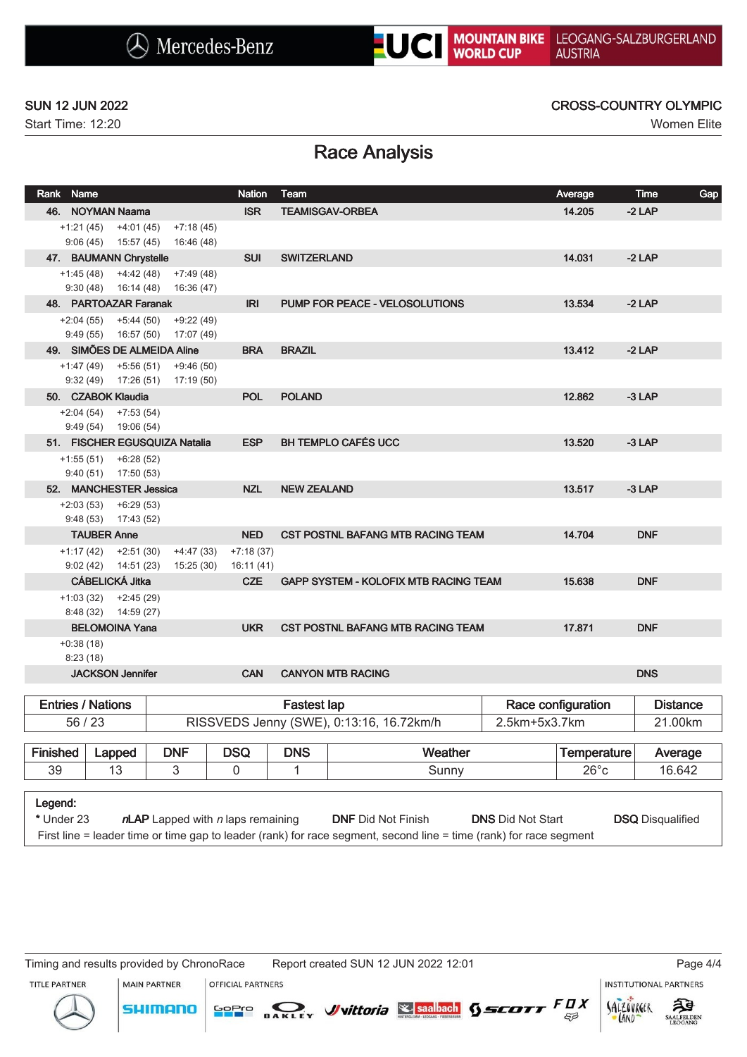SUN 12 JUN 2022

Start Time: 12:20

CROSS-COUNTRY OLYMPIC

Women Elite

# Race Analysis

| Rank | Name | Nation | Team | Average | Time | Gap |
|---|---|---|---|---|---|---|
| 46. | NOYMAN Naama | ISR | TEAMISGAV-ORBEA | 14.205 | -2 LAP | |
| | +1:21 (45) +4:01 (45) +7:18 (45) | | | | | |
| | 9:06 (45) 15:57 (45) 16:46 (48) | | | | | |
| 47. | BAUMANN Chrystelle | SUI | SWITZERLAND | 14.031 | -2 LAP | |
| | +1:45 (48) +4:42 (48) +7:49 (48) | | | | | |
| | 9:30 (48) 16:14 (48) 16:36 (47) | | | | | |
| 48. | PARTOAZAR Faranak | IRI | PUMP FOR PEACE - VELOSOLUTIONS | 13.534 | -2 LAP | |
| | +2:04 (55) +5:44 (50) +9:22 (49) | | | | | |
| | 9:49 (55) 16:57 (50) 17:07 (49) | | | | | |
| 49. | SIMÕES DE ALMEIDA Aline | BRA | BRAZIL | 13.412 | -2 LAP | |
| | +1:47 (49) +5:56 (51) +9:46 (50) | | | | | |
| | 9:32 (49) 17:26 (51) 17:19 (50) | | | | | |
| 50. | CZABOK Klaudia | POL | POLAND | 12.862 | -3 LAP | |
| | +2:04 (54) +7:53 (54) | | | | | |
| | 9:49 (54) 19:06 (54) | | | | | |
| 51. | FISCHER EGUSQUIZA Natalia | ESP | BH TEMPLO CAFÉS UCC | 13.520 | -3 LAP | |
| | +1:55 (51) +6:28 (52) | | | | | |
| | 9:40 (51) 17:50 (53) | | | | | |
| 52. | MANCHESTER Jessica | NZL | NEW ZEALAND | 13.517 | -3 LAP | |
| | +2:03 (53) +6:29 (53) | | | | | |
| | 9:48 (53) 17:43 (52) | | | | | |
| | TAUBER Anne | NED | CST POSTNL BAFANG MTB RACING TEAM | 14.704 | DNF | |
| | +1:17 (42) +2:51 (30) +4:47 (33) +7:18 (37) | | | | | |
| | 9:02 (42) 14:51 (23) 15:25 (30) 16:11 (41) | | | | | |
| | CÁBELICKÁ Jitka | CZE | GAPP SYSTEM - KOLOFIX MTB RACING TEAM | 15.638 | DNF | |
| | +1:03 (32) +2:45 (29) | | | | | |
| | 8:48 (32) 14:59 (27) | | | | | |
| | BELOMOINA Yana | UKR | CST POSTNL BAFANG MTB RACING TEAM | 17.871 | DNF | |
| | +0:38 (18) | | | | | |
| | 8:23 (18) | | | | | |
| | JACKSON Jennifer | CAN | CANYON MTB RACING | | DNS | |

| Entries / Nations | Fastest lap | Race configuration | Distance |
|---|---|---|---|
| 56 / 23 | RISSVEDS Jenny (SWE), 0:13:16, 16.72km/h | 2.5km+5x3.7km | 21.00km |

| Finished | Lapped | DNF | DSQ | DNS | Weather | Temperature | Average |
|---|---|---|---|---|---|---|---|
| 39 | 13 | 3 | 0 | 1 | Sunny | 26°c | 16.642 |

**Legend:**
* Under 23 &nbsp; ***n*LAP** Lapped with *n* laps remaining &nbsp; **DNF** Did Not Finish &nbsp; **DNS** Did Not Start &nbsp; **DSQ** Disqualified

First line = leader time or time gap to leader (rank) for race segment, second line = time (rank) for race segment

Timing and results provided by ChronoRace &nbsp; Report created SUN 12 JUN 2022 12:01